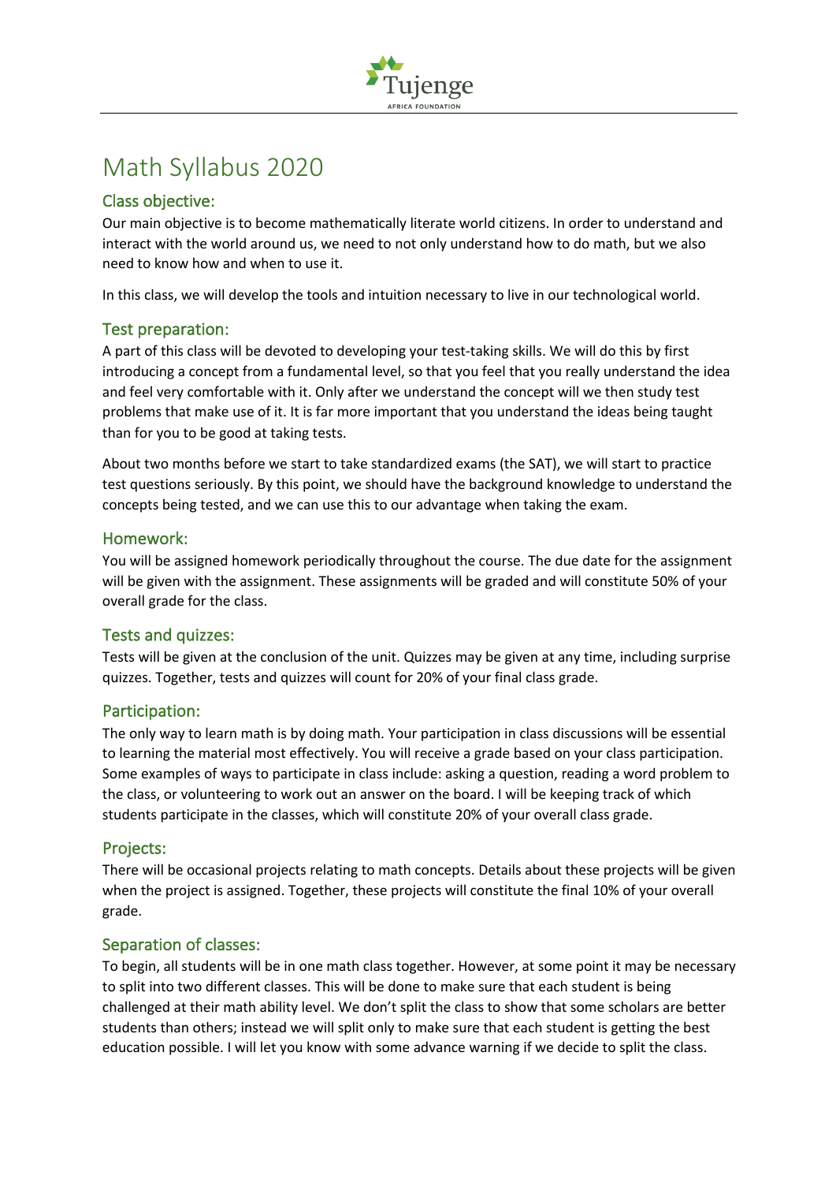# Math Syllabus 2020

## Class objective:

Our main objective is to become mathematically literate world citizens. In order to understand and interact with the world around us, we need to not only understand how to do math, but we also need to know how and when to use it.

In this class, we will develop the tools and intuition necessary to live in our technological world.

## Test preparation:

A part of this class will be devoted to developing your test-taking skills. We will do this by first introducing a concept from a fundamental level, so that you feel that you really understand the idea and feel very comfortable with it. Only after we understand the concept will we then study test problems that make use of it. It is far more important that you understand the ideas being taught than for you to be good at taking tests.

About two months before we start to take standardized exams (the SAT), we will start to practice test questions seriously. By this point, we should have the background knowledge to understand the concepts being tested, and we can use this to our advantage when taking the exam.

## Homework:

You will be assigned homework periodically throughout the course. The due date for the assignment will be given with the assignment. These assignments will be graded and will constitute 50% of your overall grade for the class.

## Tests and quizzes:

Tests will be given at the conclusion of the unit. Quizzes may be given at any time, including surprise quizzes. Together, tests and quizzes will count for 20% of your final class grade.

## Participation:

The only way to learn math is by doing math. Your participation in class discussions will be essential to learning the material most effectively. You will receive a grade based on your class participation. Some examples of ways to participate in class include: asking a question, reading a word problem to the class, or volunteering to work out an answer on the board. I will be keeping track of which students participate in the classes, which will constitute 20% of your overall class grade.

## Projects:

There will be occasional projects relating to math concepts. Details about these projects will be given when the project is assigned. Together, these projects will constitute the final 10% of your overall grade.

## Separation of classes:

To begin, all students will be in one math class together. However, at some point it may be necessary to split into two different classes. This will be done to make sure that each student is being challenged at their math ability level. We don't split the class to show that some scholars are better students than others; instead we will split only to make sure that each student is getting the best education possible. I will let you know with some advance warning if we decide to split the class.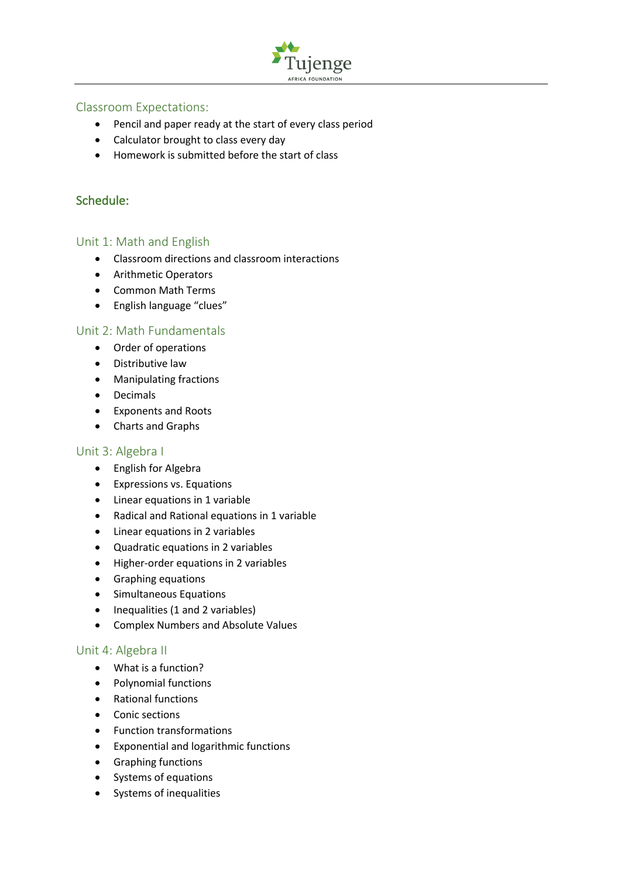## Classroom Expectations:

- Pencil and paper ready at the start of every class period
- Calculator brought to class every day
- Homework is submitted before the start of class

## Schedule:

### Unit 1: Math and English

- Classroom directions and classroom interactions
- Arithmetic Operators
- Common Math Terms
- English language "clues"

### Unit 2: Math Fundamentals

- Order of operations
- Distributive law
- Manipulating fractions
- Decimals
- Exponents and Roots
- Charts and Graphs

### Unit 3: Algebra I

- English for Algebra
- Expressions vs. Equations
- Linear equations in 1 variable
- Radical and Rational equations in 1 variable
- Linear equations in 2 variables
- Quadratic equations in 2 variables
- Higher-order equations in 2 variables
- Graphing equations
- Simultaneous Equations
- Inequalities (1 and 2 variables)
- Complex Numbers and Absolute Values

### Unit 4: Algebra II

- What is a function?
- Polynomial functions
- Rational functions
- Conic sections
- Function transformations
- Exponential and logarithmic functions
- Graphing functions
- Systems of equations
- Systems of inequalities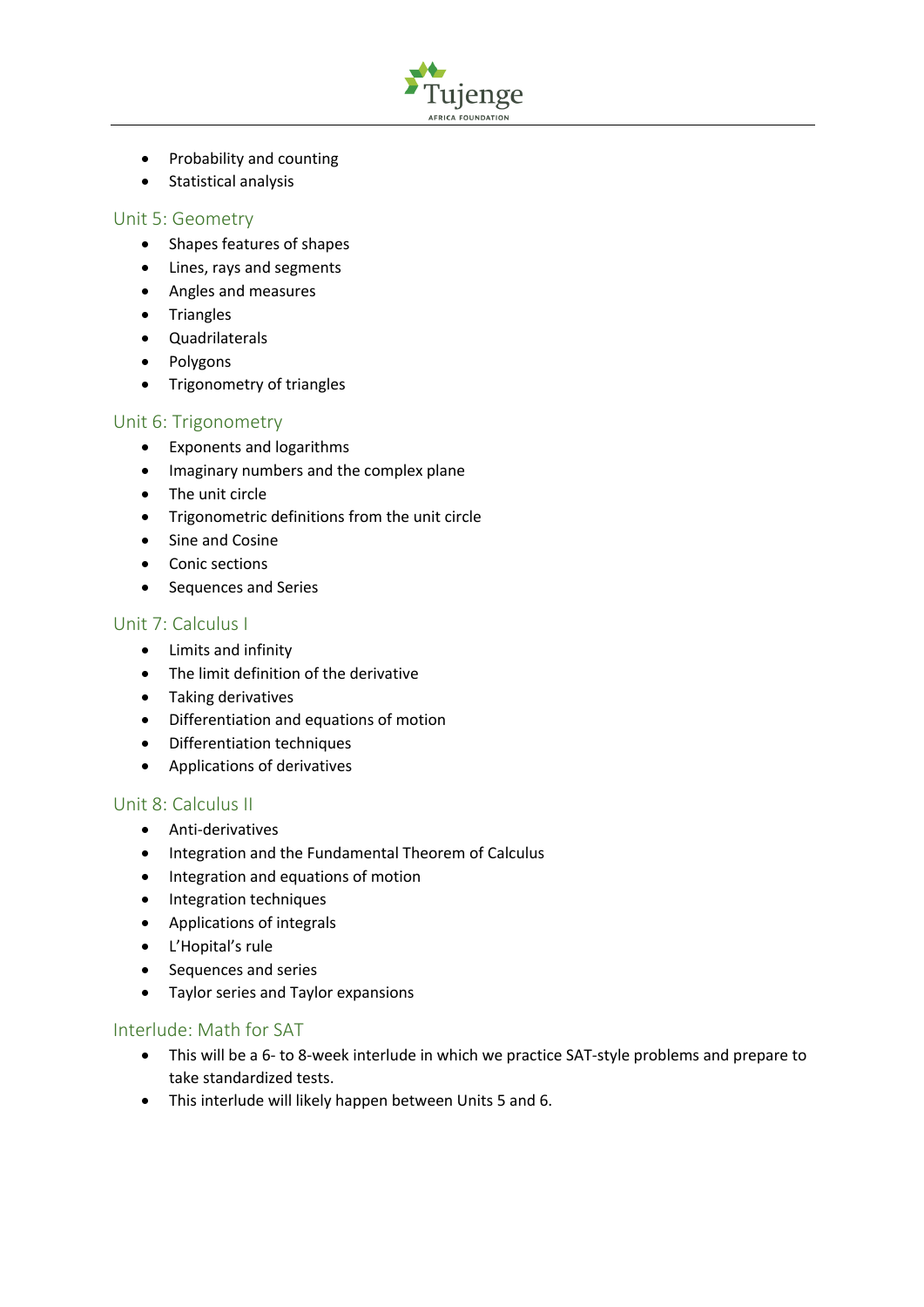- Probability and counting
- Statistical analysis

## Unit 5: Geometry

- Shapes features of shapes
- Lines, rays and segments
- Angles and measures
- Triangles
- Quadrilaterals
- Polygons
- Trigonometry of triangles

## Unit 6: Trigonometry

- Exponents and logarithms
- Imaginary numbers and the complex plane
- The unit circle
- Trigonometric definitions from the unit circle
- Sine and Cosine
- Conic sections
- Sequences and Series

## Unit 7: Calculus I

- Limits and infinity
- The limit definition of the derivative
- Taking derivatives
- Differentiation and equations of motion
- Differentiation techniques
- Applications of derivatives

## Unit 8: Calculus II

- Anti-derivatives
- Integration and the Fundamental Theorem of Calculus
- Integration and equations of motion
- Integration techniques
- Applications of integrals
- L'Hopital's rule
- Sequences and series
- Taylor series and Taylor expansions

## Interlude: Math for SAT

- This will be a 6- to 8-week interlude in which we practice SAT-style problems and prepare to take standardized tests.
- This interlude will likely happen between Units 5 and 6.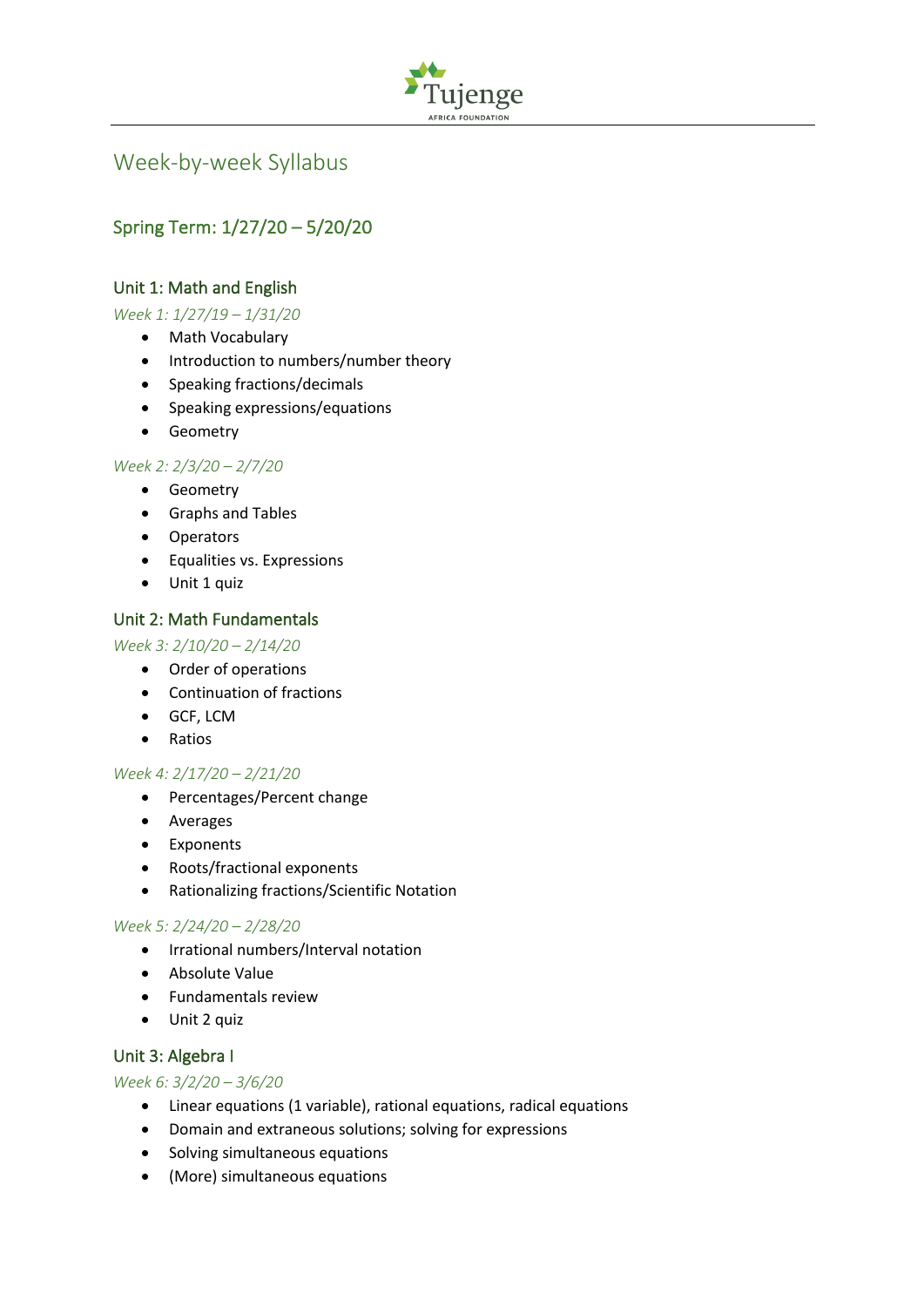# Week-by-week Syllabus

## Spring Term: 1/27/20 – 5/20/20

### Unit 1: Math and English

*Week 1: 1/27/19 – 1/31/20*

- Math Vocabulary
- Introduction to numbers/number theory
- Speaking fractions/decimals
- Speaking expressions/equations
- Geometry

*Week 2: 2/3/20 – 2/7/20*

- Geometry
- Graphs and Tables
- Operators
- Equalities vs. Expressions
- Unit 1 quiz

### Unit 2: Math Fundamentals

*Week 3: 2/10/20 – 2/14/20*

- Order of operations
- Continuation of fractions
- GCF, LCM
- Ratios

*Week 4: 2/17/20 – 2/21/20*

- Percentages/Percent change
- Averages
- Exponents
- Roots/fractional exponents
- Rationalizing fractions/Scientific Notation

*Week 5: 2/24/20 – 2/28/20*

- Irrational numbers/Interval notation
- Absolute Value
- Fundamentals review
- Unit 2 quiz

### Unit 3: Algebra I

*Week 6: 3/2/20 – 3/6/20*

- Linear equations (1 variable), rational equations, radical equations
- Domain and extraneous solutions; solving for expressions
- Solving simultaneous equations
- (More) simultaneous equations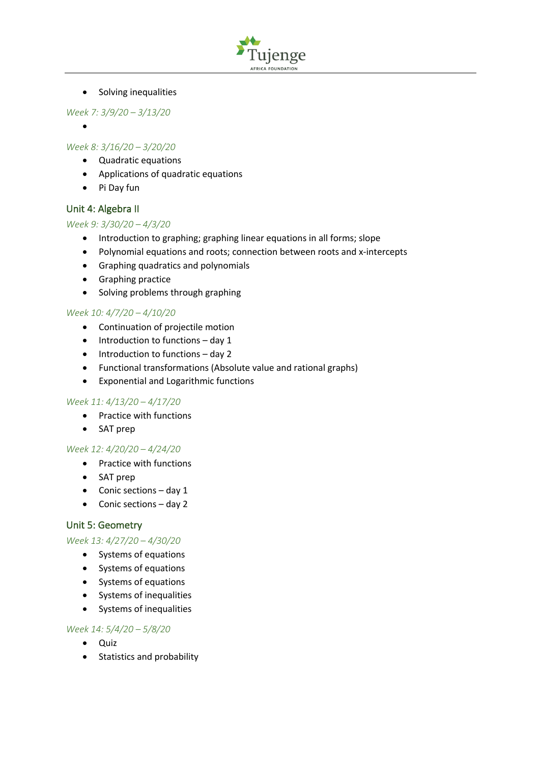- Solving inequalities

*Week 7: 3/9/20 – 3/13/20*

- 

*Week 8: 3/16/20 – 3/20/20*

- Quadratic equations
- Applications of quadratic equations
- Pi Day fun

## Unit 4: Algebra II

*Week 9: 3/30/20 – 4/3/20*

- Introduction to graphing; graphing linear equations in all forms; slope
- Polynomial equations and roots; connection between roots and x-intercepts
- Graphing quadratics and polynomials
- Graphing practice
- Solving problems through graphing

*Week 10: 4/7/20 – 4/10/20*

- Continuation of projectile motion
- Introduction to functions – day 1
- Introduction to functions – day 2
- Functional transformations (Absolute value and rational graphs)
- Exponential and Logarithmic functions

*Week 11: 4/13/20 – 4/17/20*

- Practice with functions
- SAT prep

*Week 12: 4/20/20 – 4/24/20*

- Practice with functions
- SAT prep
- Conic sections – day 1
- Conic sections – day 2

## Unit 5: Geometry

*Week 13: 4/27/20 – 4/30/20*

- Systems of equations
- Systems of equations
- Systems of equations
- Systems of inequalities
- Systems of inequalities

*Week 14: 5/4/20 – 5/8/20*

- Quiz
- Statistics and probability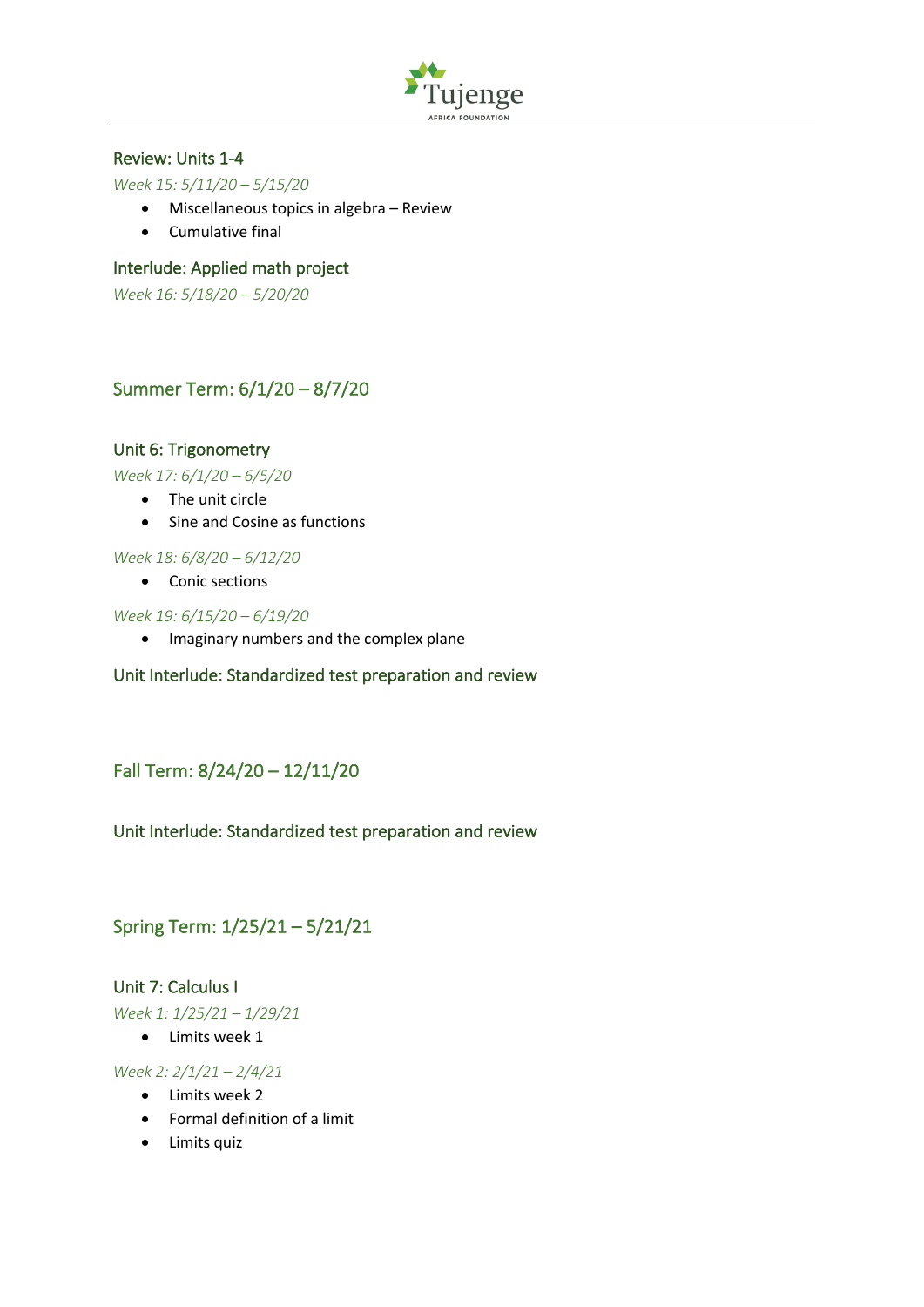### Review: Units 1-4

*Week 15: 5/11/20 – 5/15/20*

- Miscellaneous topics in algebra – Review
- Cumulative final

### Interlude: Applied math project

*Week 16: 5/18/20 – 5/20/20*

## Summer Term: 6/1/20 – 8/7/20

### Unit 6: Trigonometry

*Week 17: 6/1/20 – 6/5/20*

- The unit circle
- Sine and Cosine as functions

*Week 18: 6/8/20 – 6/12/20*

- Conic sections

*Week 19: 6/15/20 – 6/19/20*

- Imaginary numbers and the complex plane

### Unit Interlude: Standardized test preparation and review

## Fall Term: 8/24/20 – 12/11/20

### Unit Interlude: Standardized test preparation and review

## Spring Term: 1/25/21 – 5/21/21

### Unit 7: Calculus I

*Week 1: 1/25/21 – 1/29/21*

- Limits week 1

*Week 2: 2/1/21 – 2/4/21*

- Limits week 2
- Formal definition of a limit
- Limits quiz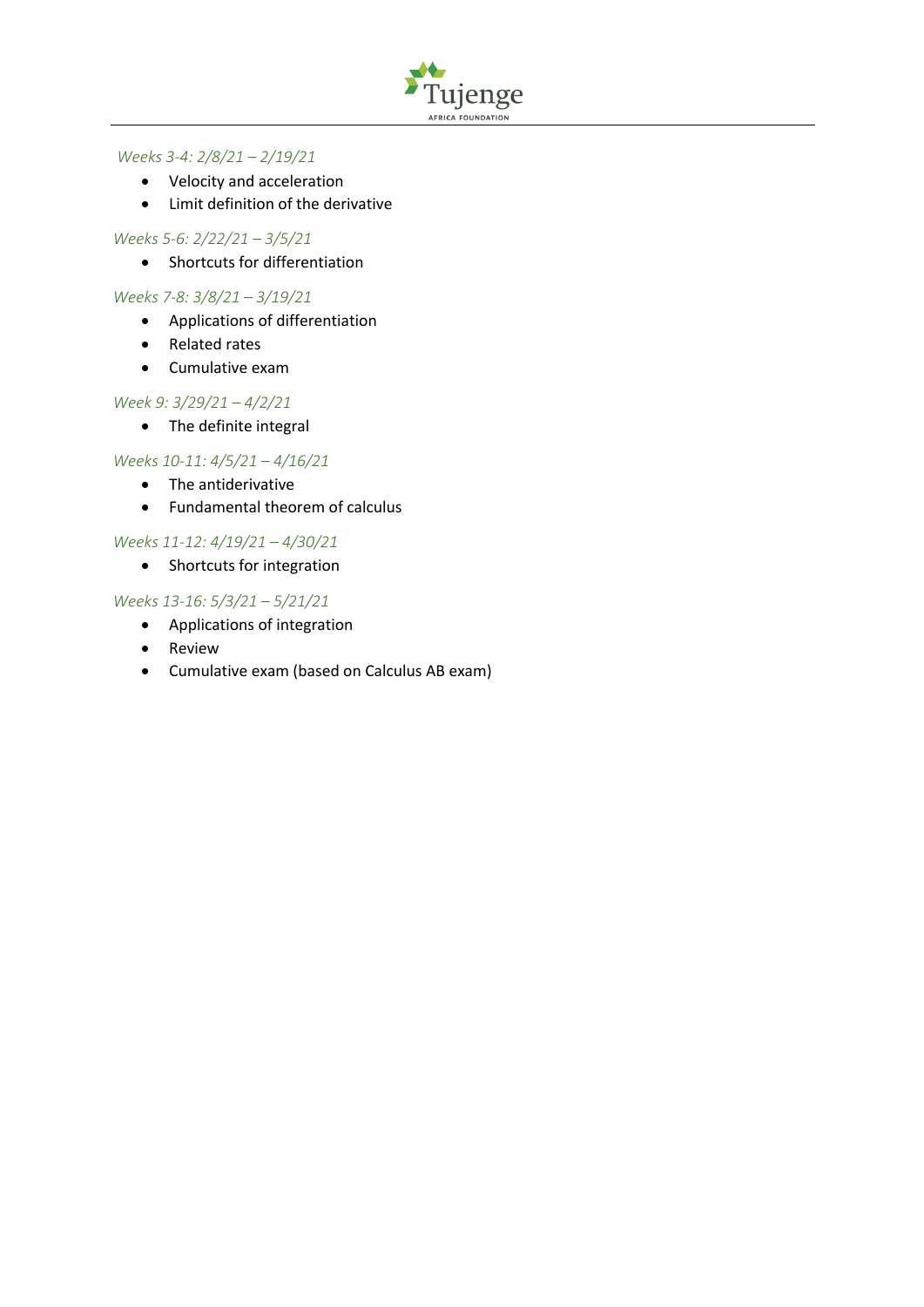*Weeks 3-4: 2/8/21 – 2/19/21*

- Velocity and acceleration
- Limit definition of the derivative

*Weeks 5-6: 2/22/21 – 3/5/21*

- Shortcuts for differentiation

*Weeks 7-8: 3/8/21 – 3/19/21*

- Applications of differentiation
- Related rates
- Cumulative exam

*Week 9: 3/29/21 – 4/2/21*

- The definite integral

*Weeks 10-11: 4/5/21 – 4/16/21*

- The antiderivative
- Fundamental theorem of calculus

*Weeks 11-12: 4/19/21 – 4/30/21*

- Shortcuts for integration

*Weeks 13-16: 5/3/21 – 5/21/21*

- Applications of integration
- Review
- Cumulative exam (based on Calculus AB exam)